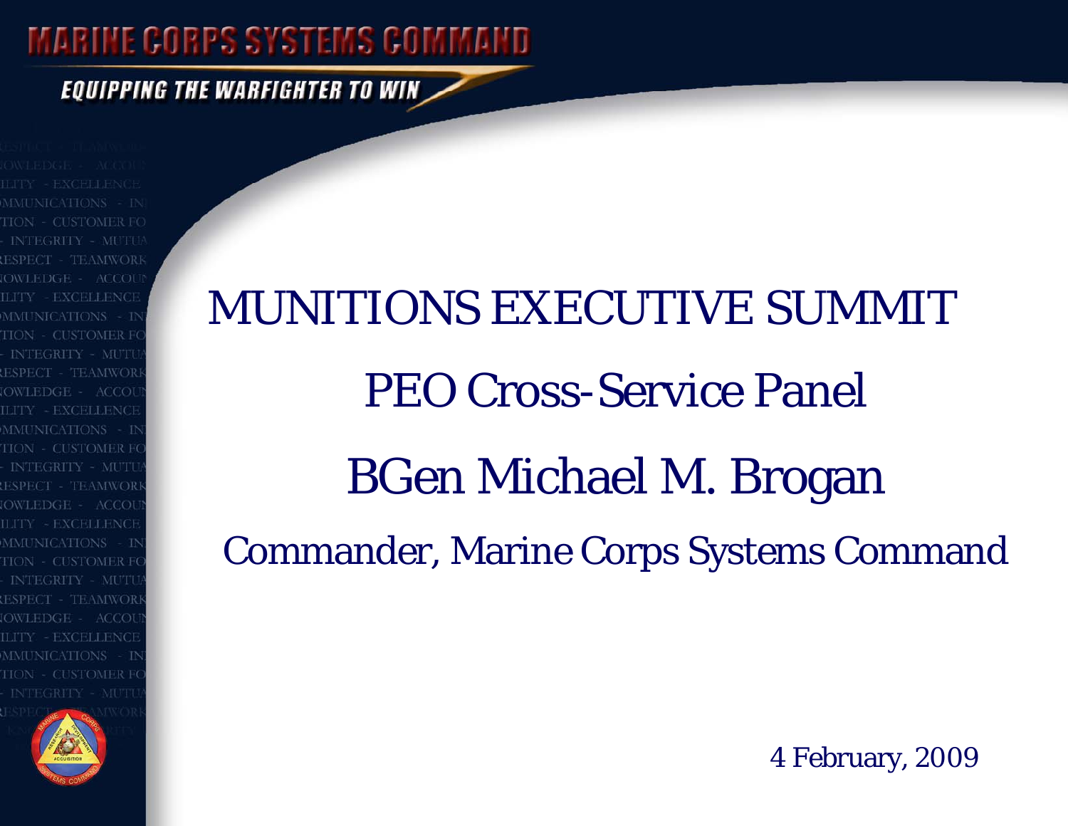MARINE CORPS SYSTEMS COMMAND

EQUIPPING THE WARFIGHTER TO WIN

# MUNITIONS EXECUTIVE SUMMIT

## PEO Cross-Service Panel

## BGen Michael M. Brogan

Commander, Marine Corps Systems Command

4 February, 2009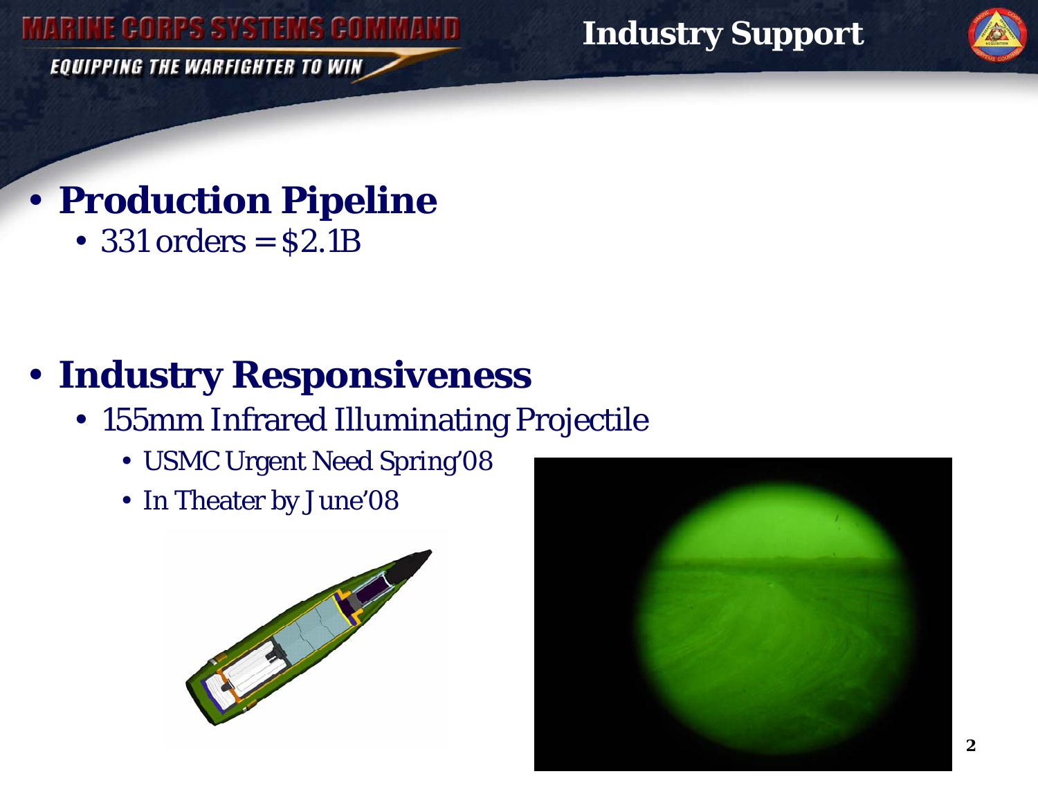# Industry Support

- **Production Pipeline**
  - 331 orders = $2.1B

- **Industry Responsiveness**
  - 155mm Infrared Illuminating Projectile
    - USMC Urgent Need Spring'08
    - In Theater by June'08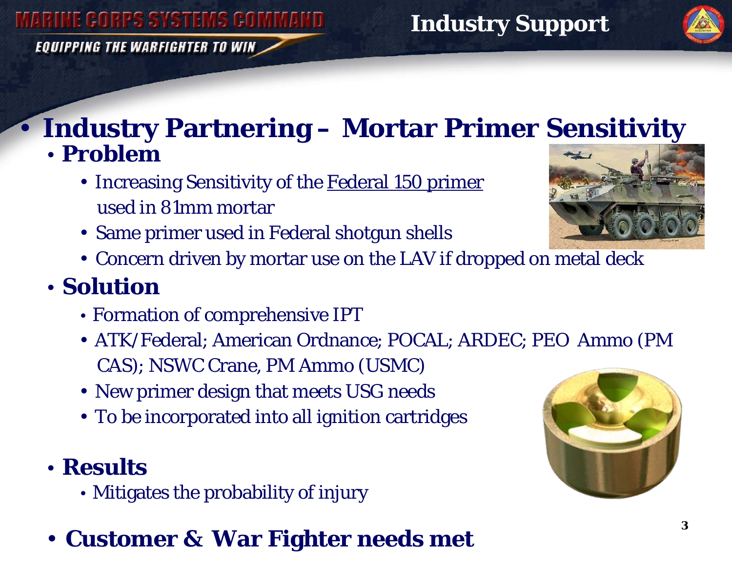# Industry Support

- **Industry Partnering – Mortar Primer Sensitivity**
  - **Problem**
    - Increasing Sensitivity of the Federal 150 primer used in 81mm mortar
    - Same primer used in Federal shotgun shells
    - Concern driven by mortar use on the LAV if dropped on metal deck
  - **Solution**
    - Formation of comprehensive IPT
    - ATK/Federal; American Ordnance; POCAL; ARDEC; PEO Ammo (PM CAS); NSWC Crane, PM Ammo (USMC)
    - New primer design that meets USG needs
    - To be incorporated into all ignition cartridges
  - **Results**
    - Mitigates the probability of injury
- **Customer & War Fighter needs met**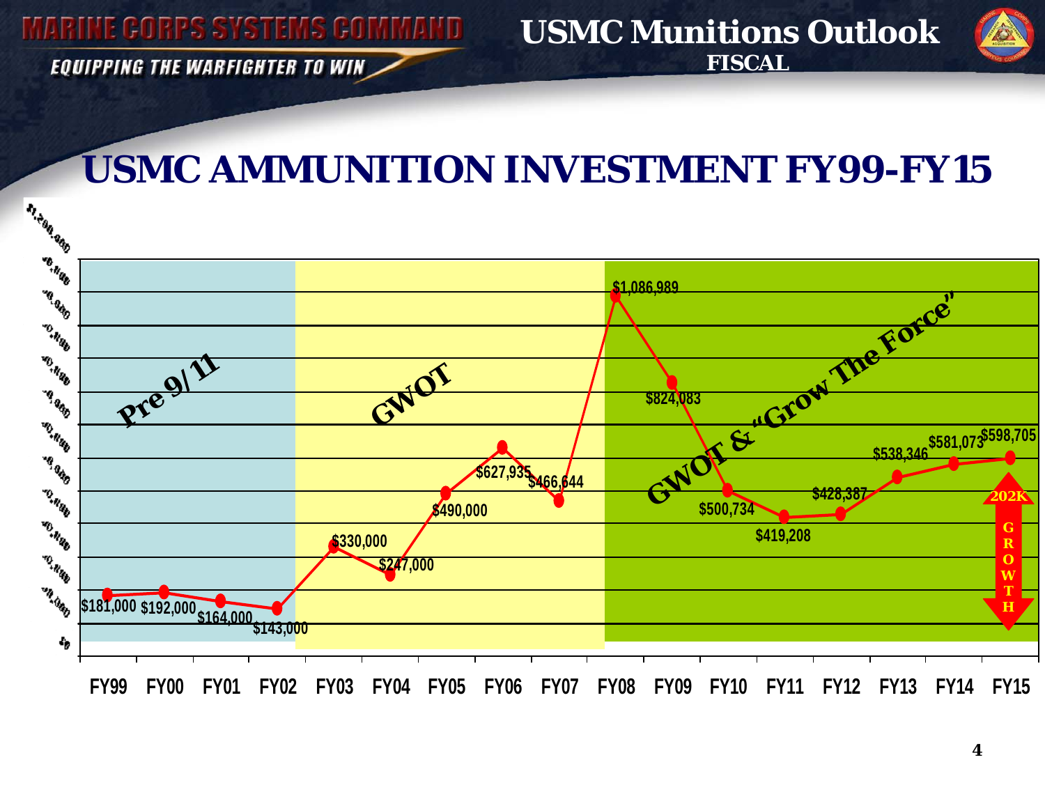# USMC Munitions Outlook

**FISCAL**

## USMC AMMUNITION INVESTMENT FY99-FY15

| Period | Fiscal Year | Investment |
|---|---|---|
| Pre 9/11 | FY99 | $181,000 |
| | FY00 | $192,000 |
| | FY01 | $164,000 |
| | FY02 | $143,000 |
| GWOT | FY03 | $330,000 |
| | FY04 | $247,000 |
| | FY05 | $490,000 |
| | FY06 | $627,935 |
| | FY07 | $466,644 |
| GWOT & "Grow The Force" | FY08 | $1,086,989 |
| | FY09 | $824,083 |
| | FY10 | $500,734 |
| | FY11 | $419,208 |
| | FY12 | $428,387 |
| | FY13 | $538,346 |
| | FY14 | $581,073 |
| | FY15 | $598,705 |

202K GROWTH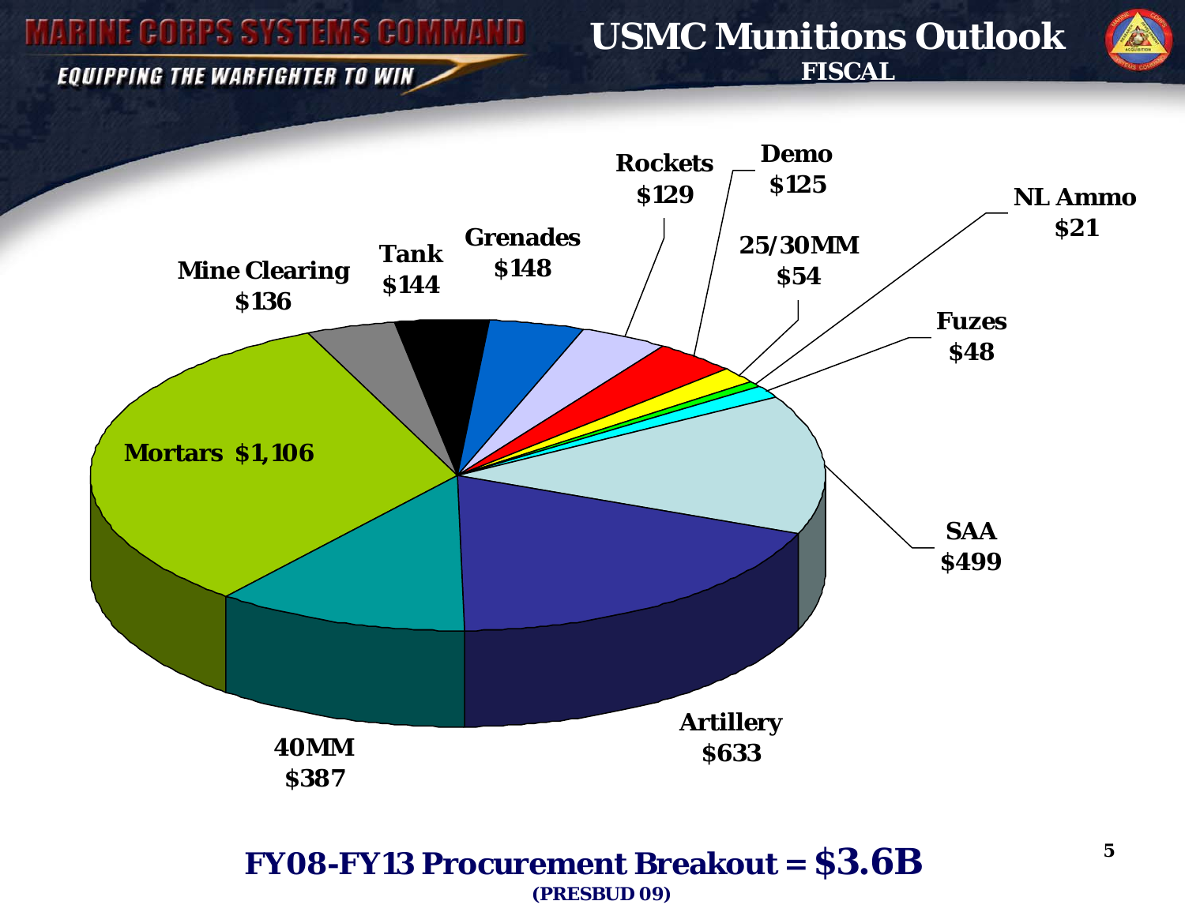# USMC Munitions Outlook

**FISCAL**

- Mortars $1,106
- Artillery $633
- SAA $499
- 40MM $387
- Grenades $148
- Tank $144
- Mine Clearing $136
- Rockets $129
- Demo $125
- 25/30MM $54
- Fuzes $48
- NL Ammo $21

**FY08-FY13 Procurement Breakout = $3.6B**

**(PRESBUD 09)**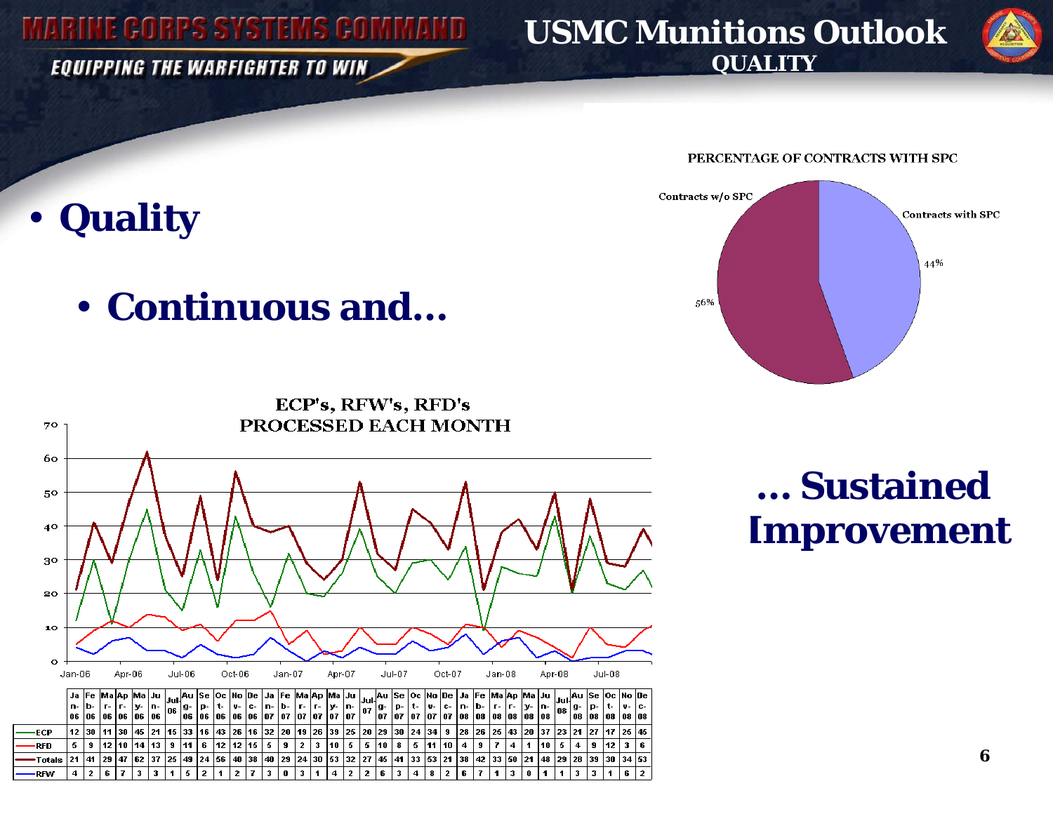# USMC Munitions Outlook

## QUALITY

- **Quality**
  - **Continuous and…**

**… Sustained Improvement**

PERCENTAGE OF CONTRACTS WITH SPC

Contracts w/o SPC 56%

Contracts with SPC 44%

ECP's, RFW's, RFD's PROCESSED EACH MONTH

| | Jan-06 | Feb-06 | Mar-06 | Apr-06 | May-06 | Jun-06 | Jul-06 | Aug-06 | Sep-06 | Oct-06 | Nov-06 | Dec-06 | Jan-07 | Feb-07 | Mar-07 | Apr-07 | May-07 | Jun-07 | Jul-07 | Aug-07 | Sep-07 | Oct-07 | Nov-07 | Dec-07 | Jan-08 | Feb-08 | Mar-08 | Apr-08 | May-08 | Jun-08 | Jul-08 | Aug-08 | Sep-08 | Oct-08 | Nov-08 | Dec-08 |
|---|---|---|---|---|---|---|---|---|---|---|---|---|---|---|---|---|---|---|---|---|---|---|---|---|---|---|---|---|---|---|---|---|---|---|---|---|
| ECP | 12 | 30 | 11 | 30 | 45 | 21 | 15 | 33 | 16 | 43 | 26 | 16 | 32 | 20 | 19 | 26 | 39 | 25 | 20 | 29 | 30 | 24 | 34 | 9 | 28 | 26 | 25 | 43 | 20 | 37 | 23 | 21 | 27 | 17 | 25 | 45 |
| RFD | 5 | 9 | 12 | 10 | 14 | 13 | 9 | 11 | 6 | 12 | 12 | 15 | 5 | 9 | 2 | 3 | 10 | 5 | 5 | 10 | 8 | 5 | 11 | 10 | 4 | 9 | 7 | 4 | 1 | 10 | 5 | 4 | 9 | 12 | 3 | 6 |
| Totals | 21 | 41 | 29 | 47 | 62 | 37 | 25 | 49 | 24 | 56 | 40 | 38 | 40 | 29 | 24 | 30 | 53 | 32 | 27 | 45 | 41 | 33 | 53 | 21 | 38 | 42 | 33 | 50 | 21 | 48 | 29 | 28 | 39 | 30 | 34 | 53 |
| RFW | 4 | 2 | 6 | 7 | 3 | 3 | 1 | 5 | 2 | 1 | 2 | 7 | 3 | 0 | 3 | 1 | 4 | 2 | 2 | 6 | 3 | 4 | 8 | 2 | 6 | 7 | 1 | 3 | 0 | 1 | 1 | 3 | 3 | 1 | 6 | 2 |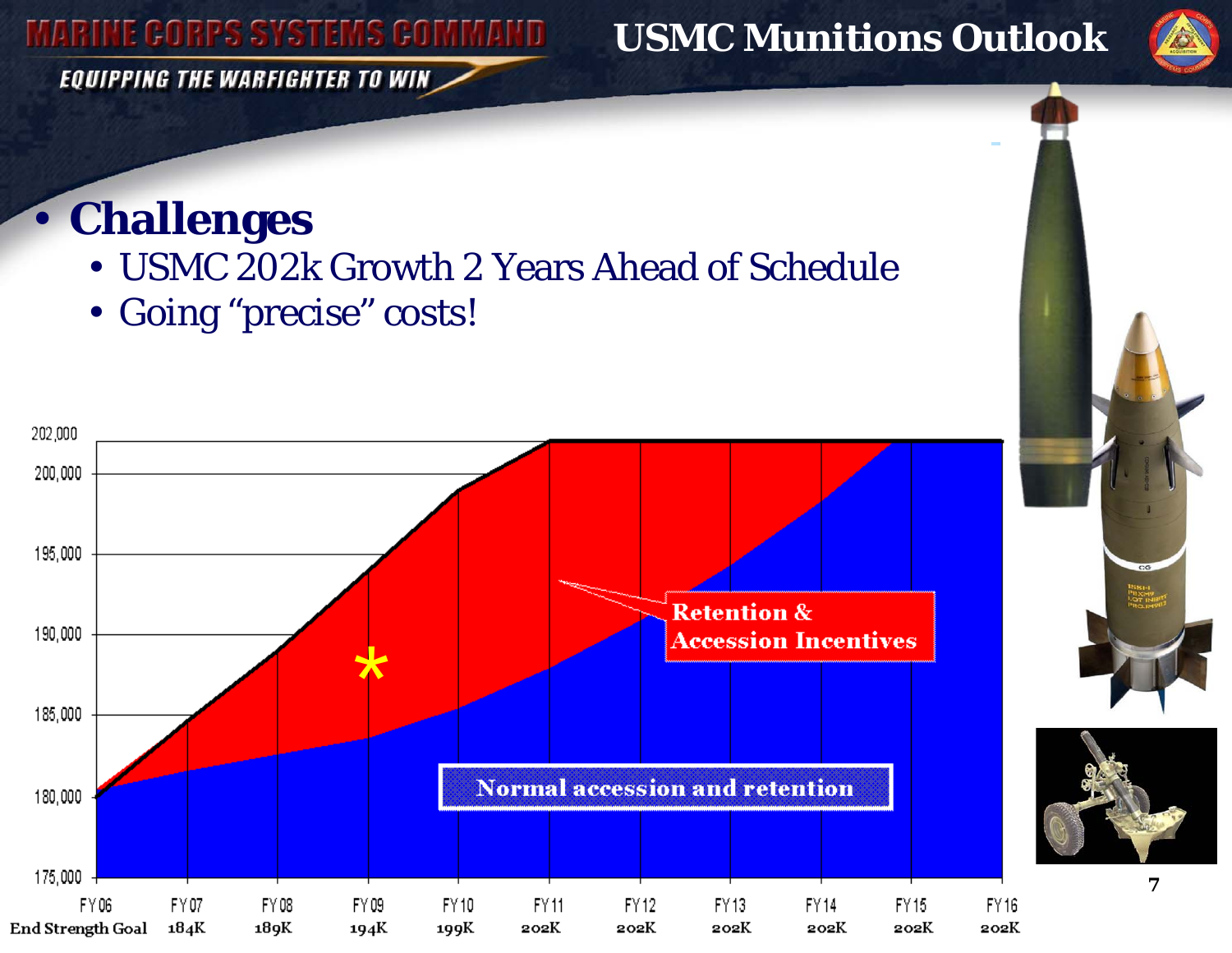# USMC Munitions Outlook

- **Challenges**
  - USMC 202k Growth 2 Years Ahead of Schedule
  - Going "precise" costs!

| | FY06 | FY07 | FY08 | FY09 | FY10 | FY11 | FY12 | FY13 | FY14 | FY15 | FY16 |
|---|---|---|---|---|---|---|---|---|---|---|---|
| End Strength Goal | | 184K | 189K | 194K | 199K | 202K | 202K | 202K | 202K | 202K | 202K |

Retention & Accession Incentives

Normal accession and retention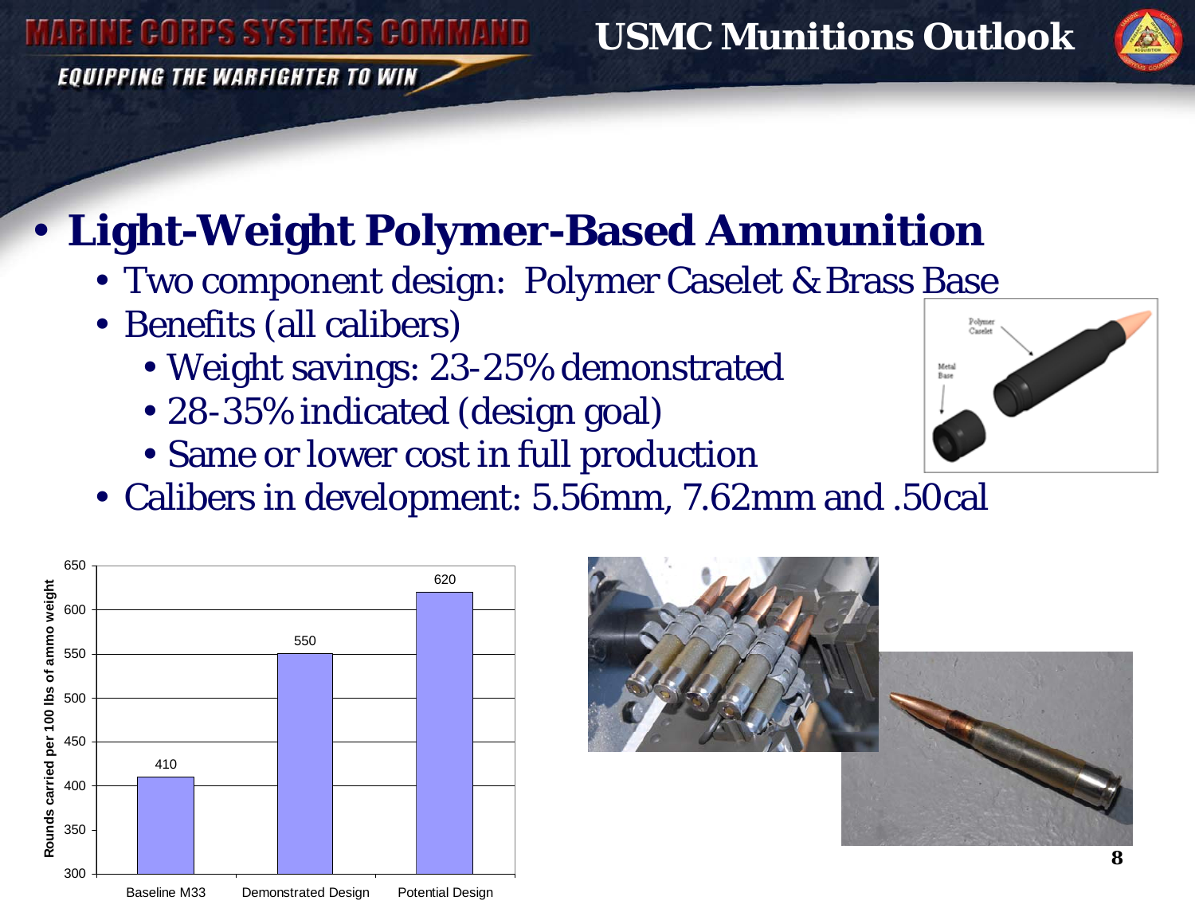# USMC Munitions Outlook

- **Light-Weight Polymer-Based Ammunition**
  - Two component design: Polymer Caselet & Brass Base
  - Benefits (all calibers)
    - Weight savings: 23-25% demonstrated
    - 28-35% indicated (design goal)
    - Same or lower cost in full production
  - Calibers in development: 5.56mm, 7.62mm and .50cal

| | Rounds carried per 100 lbs of ammo weight |
|---|---|
| Baseline M33 | 410 |
| Demonstrated Design | 550 |
| Potential Design | 620 |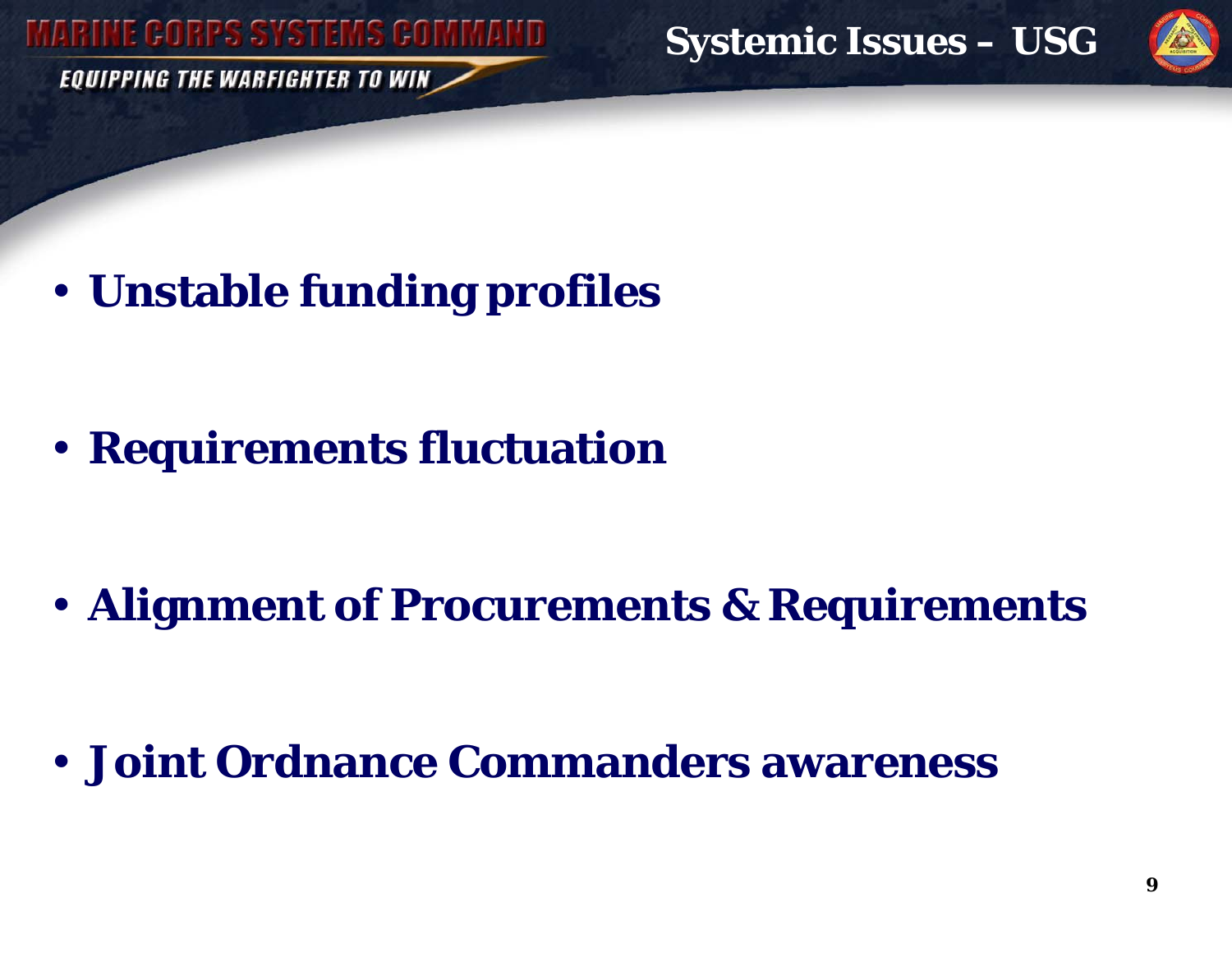# Systemic Issues – USG

- **Unstable funding profiles**
- **Requirements fluctuation**
- **Alignment of Procurements & Requirements**
- **Joint Ordnance Commanders awareness**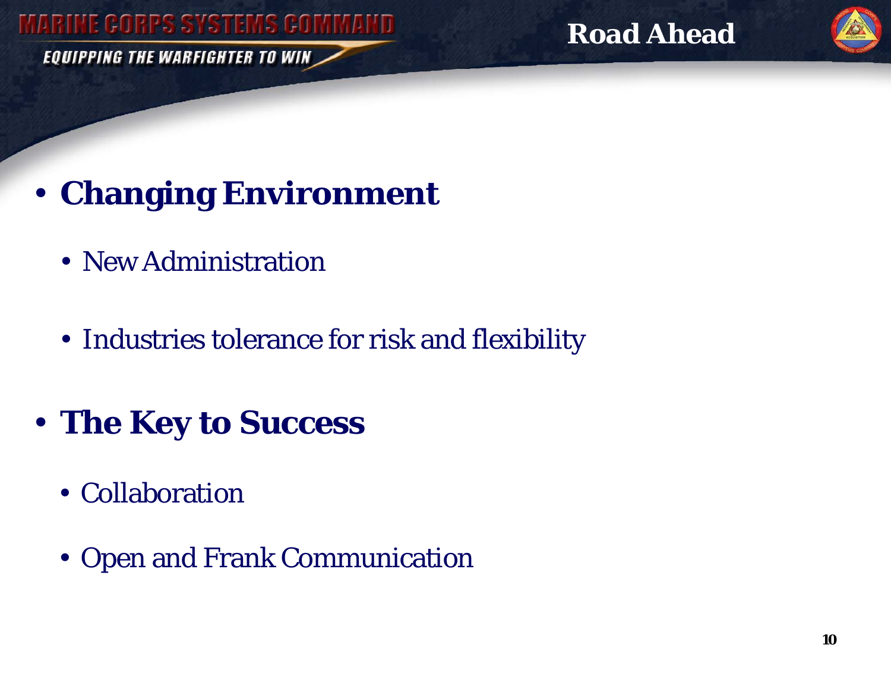# Road Ahead

- **Changing Environment**
  - New Administration
  - Industries tolerance for risk and flexibility
- **The Key to Success**
  - Collaboration
  - Open and Frank Communication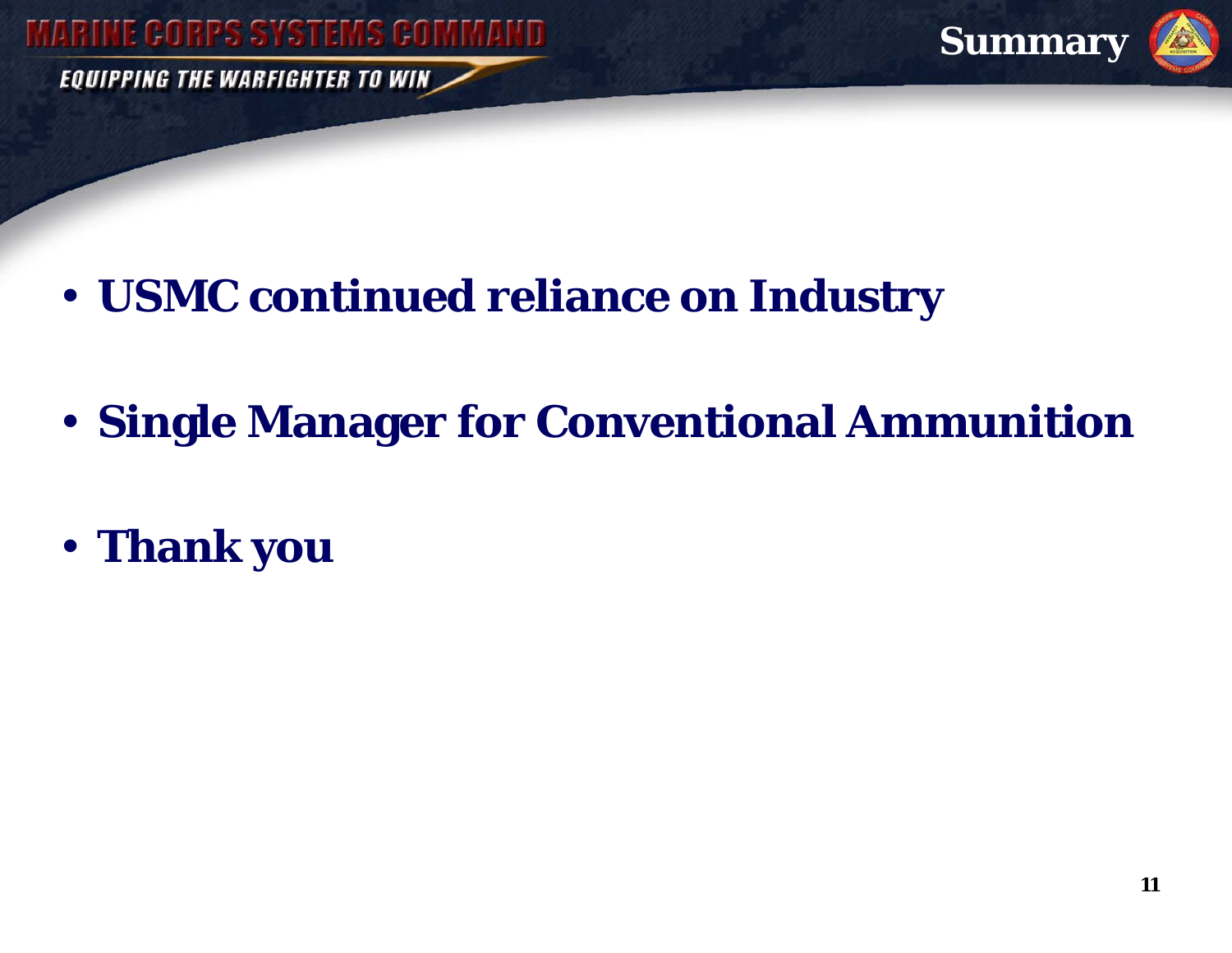# Summary

- **USMC continued reliance on Industry**
- **Single Manager for Conventional Ammunition**
- **Thank you**